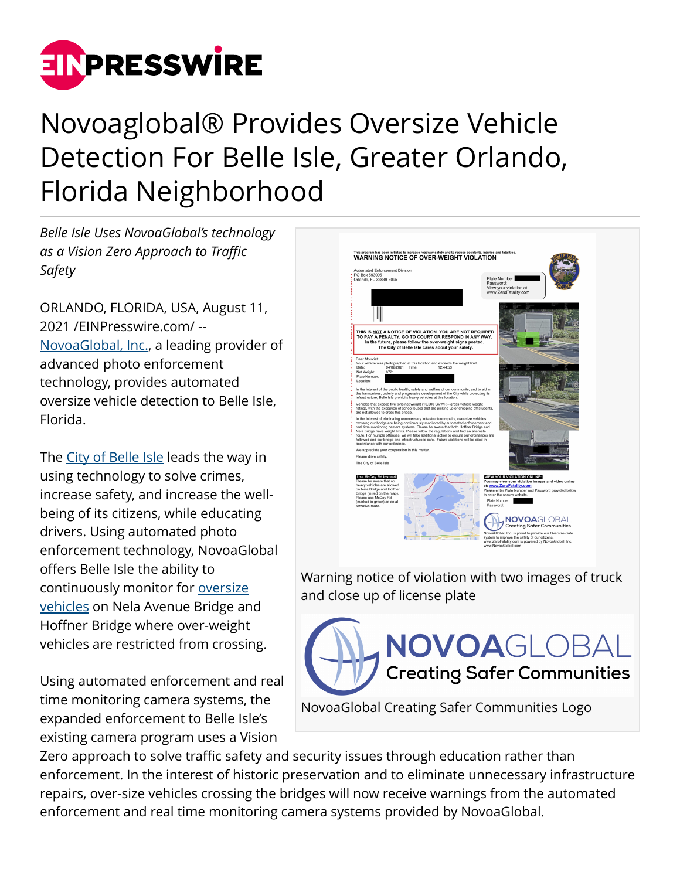# Novoaglobal® Provides Oversize Vehicle Detection For Belle Isle, Greater Orlando, Florida Neighborhood

*Belle Isle Uses NovoaGlobal's technology as a Vision Zero Approach to Traffic Safety*

ORLANDO, FLORIDA, USA, August 11, 2021 /EINPresswire.com/ -- NovoaGlobal, Inc., a leading provider of advanced photo enforcement technology, provides automated oversize vehicle detection to Belle Isle, Florida.

Warning notice of violation with two images of truck and close up of license plate

NovoaGlobal Creating Safer Communities Logo

The City of Belle Isle leads the way in using technology to solve crimes, increase safety, and increase the well-being of its citizens, while educating drivers. Using automated photo enforcement technology, NovoaGlobal offers Belle Isle the ability to continuously monitor for oversize vehicles on Nela Avenue Bridge and Hoffner Bridge where over-weight vehicles are restricted from crossing.

Using automated enforcement and real time monitoring camera systems, the expanded enforcement to Belle Isle's existing camera program uses a Vision Zero approach to solve traffic safety and security issues through education rather than enforcement. In the interest of historic preservation and to eliminate unnecessary infrastructure repairs, over-size vehicles crossing the bridges will now receive warnings from the automated enforcement and real time monitoring camera systems provided by NovoaGlobal.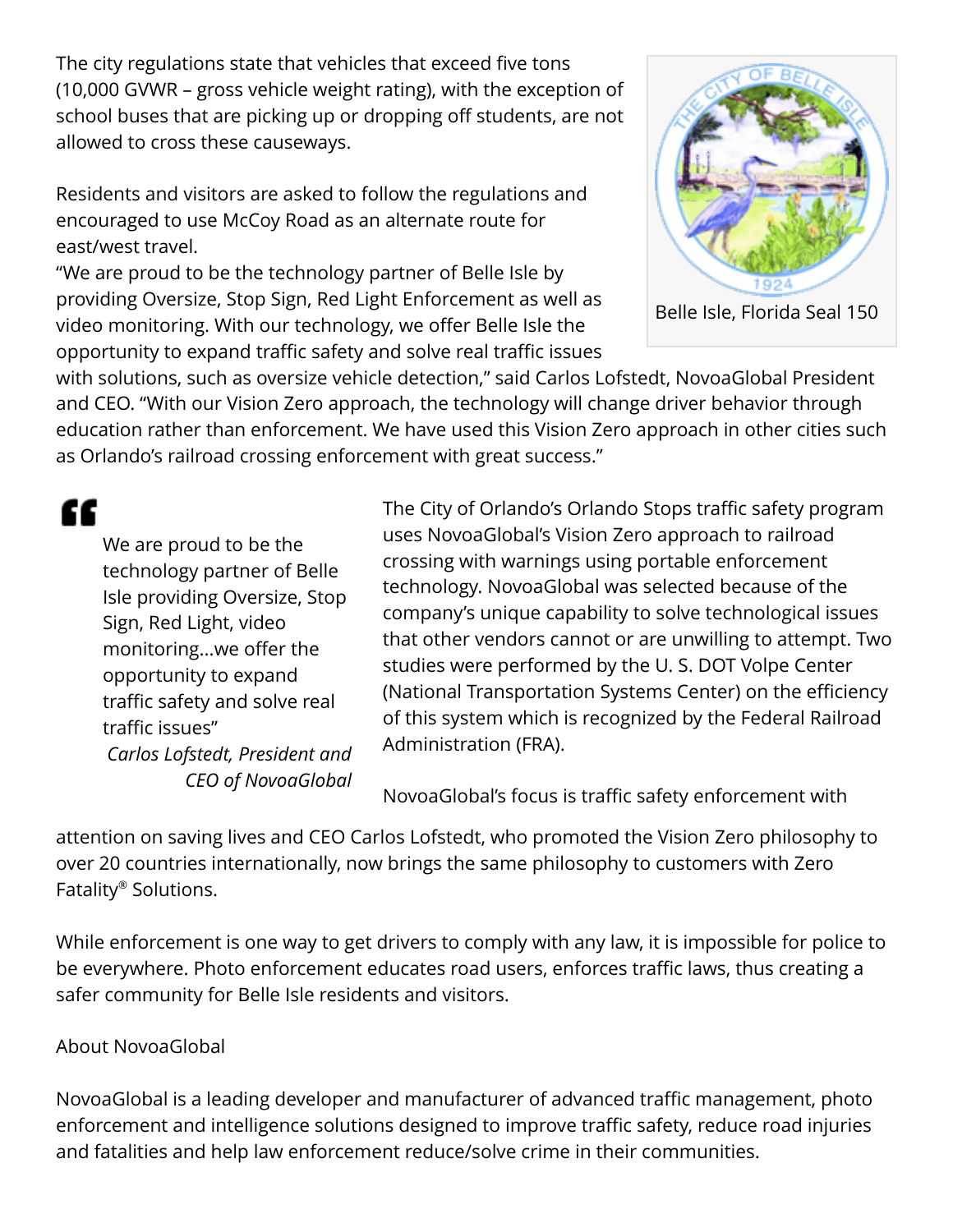The city regulations state that vehicles that exceed five tons (10,000 GVWR – gross vehicle weight rating), with the exception of school buses that are picking up or dropping off students, are not allowed to cross these causeways.

Residents and visitors are asked to follow the regulations and encouraged to use McCoy Road as an alternate route for east/west travel.

"We are proud to be the technology partner of Belle Isle by providing Oversize, Stop Sign, Red Light Enforcement as well as video monitoring. With our technology, we offer Belle Isle the opportunity to expand traffic safety and solve real traffic issues with solutions, such as oversize vehicle detection," said Carlos Lofstedt, NovoaGlobal President and CEO. "With our Vision Zero approach, the technology will change driver behavior through education rather than enforcement. We have used this Vision Zero approach in other cities such as Orlando's railroad crossing enforcement with great success."

Belle Isle, Florida Seal 150

> We are proud to be the technology partner of Belle Isle providing Oversize, Stop Sign, Red Light, video monitoring...we offer the opportunity to expand traffic safety and solve real traffic issues"
>
> *Carlos Lofstedt, President and CEO of NovoaGlobal*

The City of Orlando's Orlando Stops traffic safety program uses NovoaGlobal's Vision Zero approach to railroad crossing with warnings using portable enforcement technology. NovoaGlobal was selected because of the company's unique capability to solve technological issues that other vendors cannot or are unwilling to attempt. Two studies were performed by the U. S. DOT Volpe Center (National Transportation Systems Center) on the efficiency of this system which is recognized by the Federal Railroad Administration (FRA).

NovoaGlobal's focus is traffic safety enforcement with attention on saving lives and CEO Carlos Lofstedt, who promoted the Vision Zero philosophy to over 20 countries internationally, now brings the same philosophy to customers with Zero Fatality® Solutions.

While enforcement is one way to get drivers to comply with any law, it is impossible for police to be everywhere. Photo enforcement educates road users, enforces traffic laws, thus creating a safer community for Belle Isle residents and visitors.

About NovoaGlobal

NovoaGlobal is a leading developer and manufacturer of advanced traffic management, photo enforcement and intelligence solutions designed to improve traffic safety, reduce road injuries and fatalities and help law enforcement reduce/solve crime in their communities.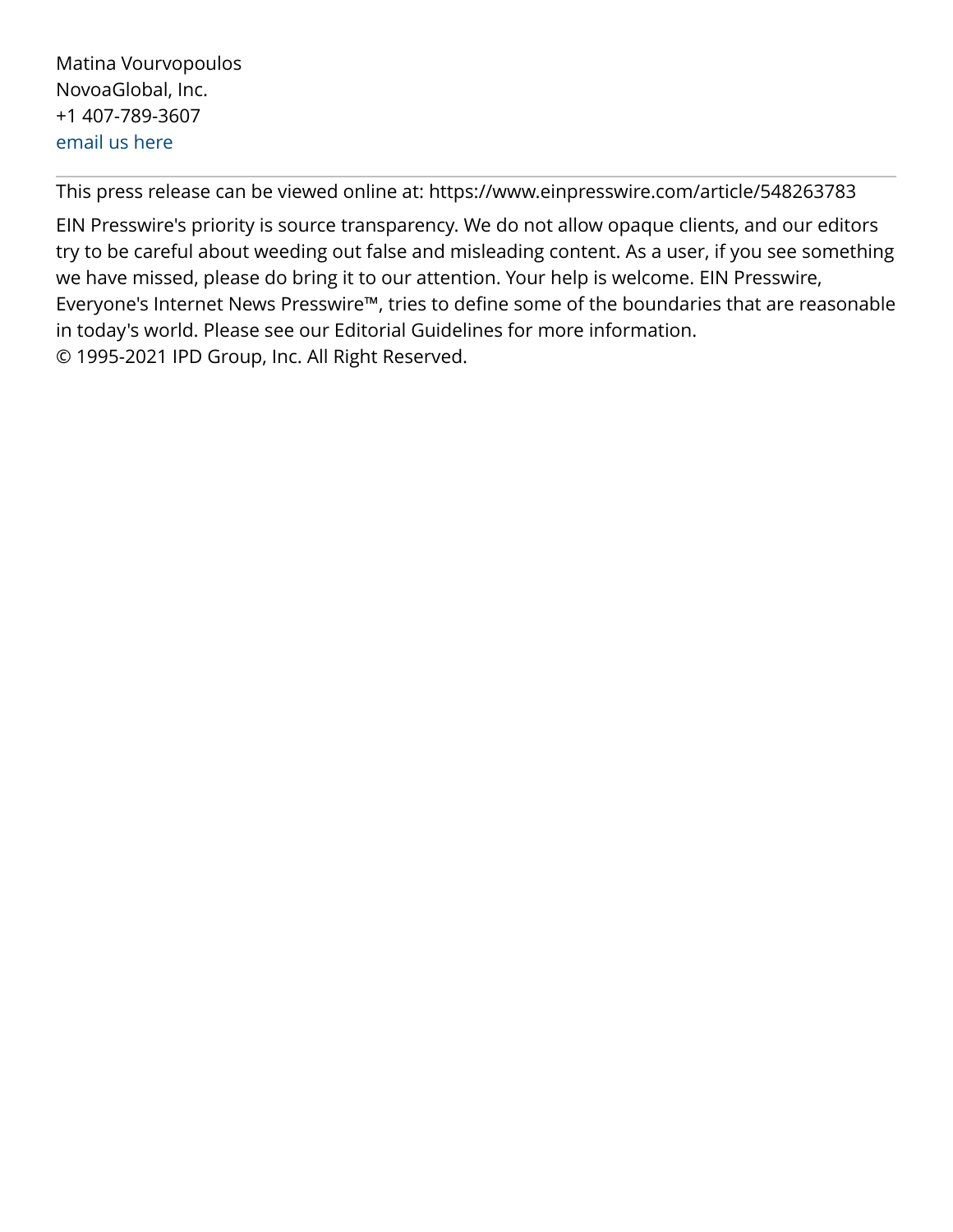Matina Vourvopoulos
NovoaGlobal, Inc.
+1 407-789-3607
email us here

---

This press release can be viewed online at: https://www.einpresswire.com/article/548263783

EIN Presswire's priority is source transparency. We do not allow opaque clients, and our editors try to be careful about weeding out false and misleading content. As a user, if you see something we have missed, please do bring it to our attention. Your help is welcome. EIN Presswire, Everyone's Internet News Presswire™, tries to define some of the boundaries that are reasonable in today's world. Please see our Editorial Guidelines for more information.
© 1995-2021 IPD Group, Inc. All Right Reserved.